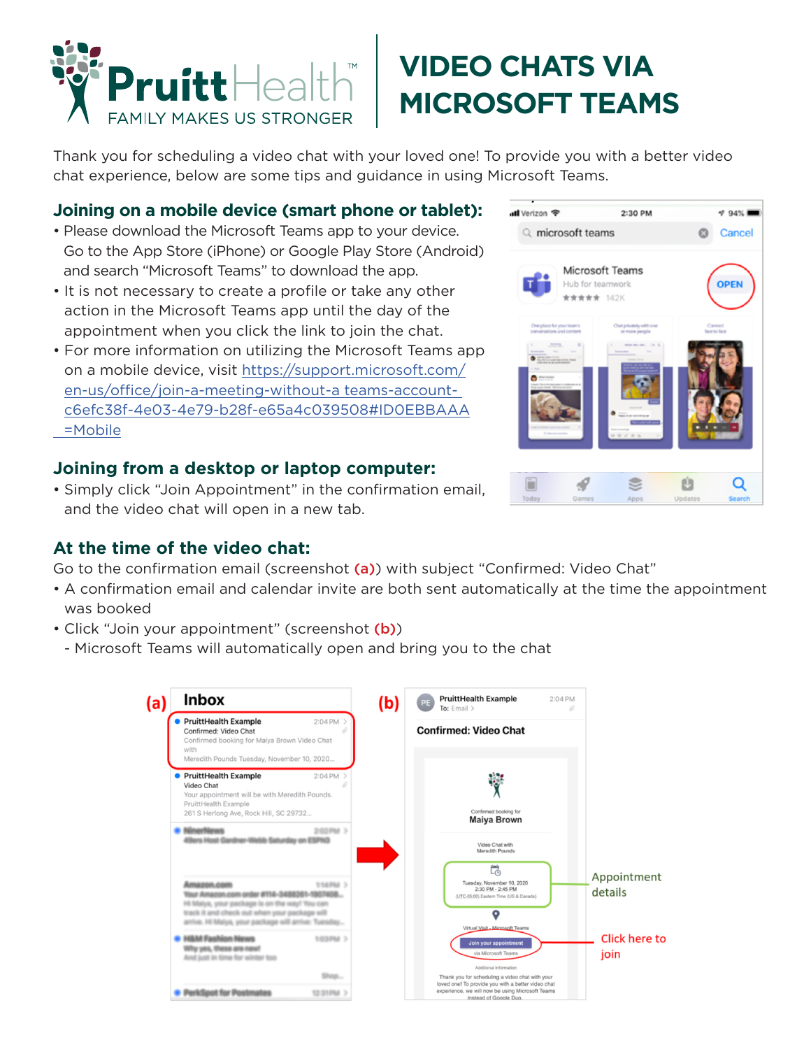PruittHealth™ FAMILY MAKES US STRONGER

# VIDEO CHATS VIA MICROSOFT TEAMS

Thank you for scheduling a video chat with your loved one! To provide you with a better video chat experience, below are some tips and guidance in using Microsoft Teams.

## Joining on a mobile device (smart phone or tablet):

- Please download the Microsoft Teams app to your device. Go to the App Store (iPhone) or Google Play Store (Android) and search "Microsoft Teams" to download the app.
- It is not necessary to create a profile or take any other action in the Microsoft Teams app until the day of the appointment when you click the link to join the chat.
- For more information on utilizing the Microsoft Teams app on a mobile device, visit https://support.microsoft.com/en-us/office/join-a-meeting-without-a-teams-account-c6efc38f-4e03-4e79-b28f-e65a4c039508#ID0EBBAAA=Mobile

## Joining from a desktop or laptop computer:

- Simply click "Join Appointment" in the confirmation email, and the video chat will open in a new tab.

## At the time of the video chat:

Go to the confirmation email (screenshot **(a)**) with subject "Confirmed: Video Chat"

- A confirmation email and calendar invite are both sent automatically at the time the appointment was booked
- Click "Join your appointment" (screenshot **(b)**)
  - Microsoft Teams will automatically open and bring you to the chat

(a) (b)

Appointment details

Click here to join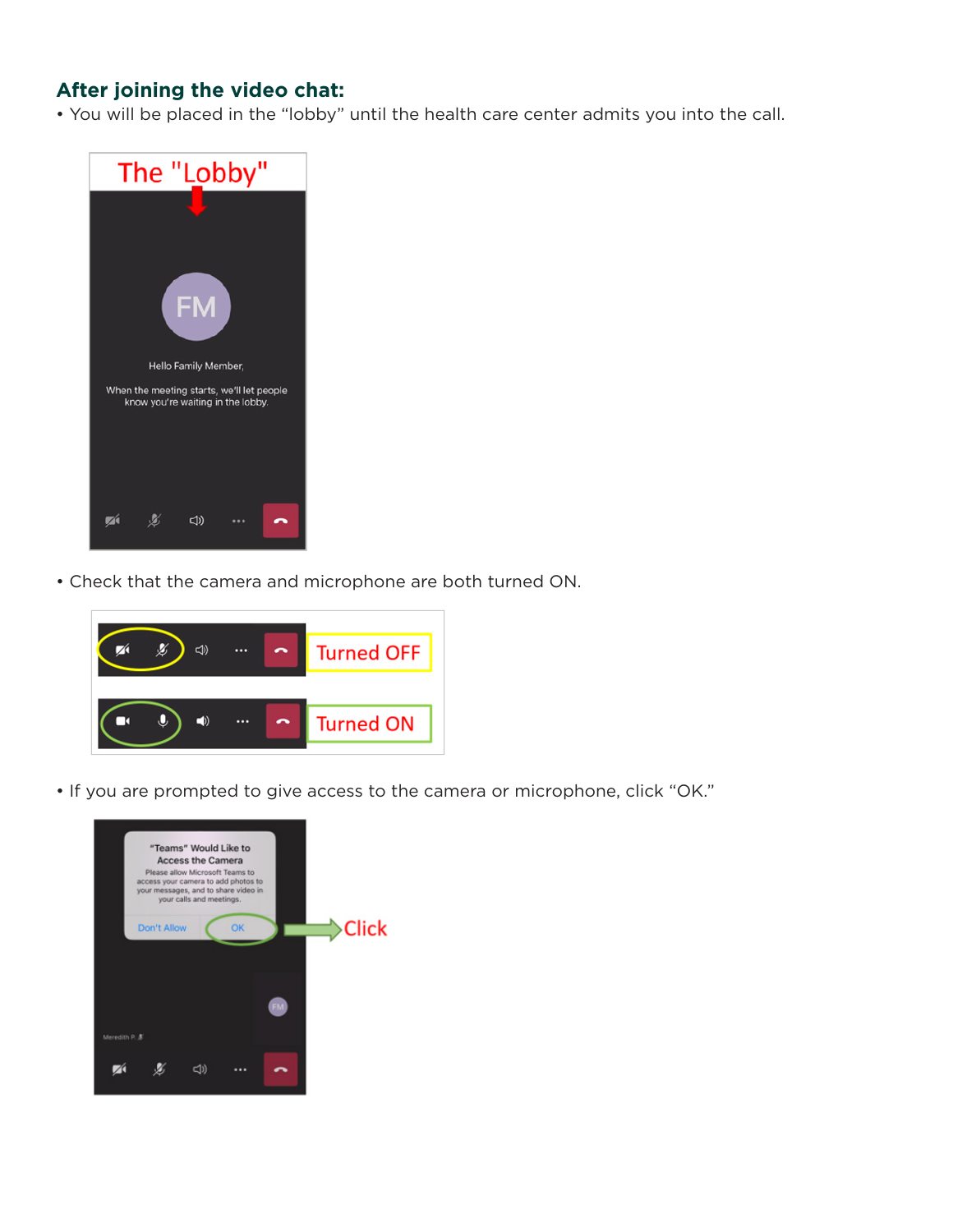## After joining the video chat:

- You will be placed in the "lobby" until the health care center admits you into the call.

- Check that the camera and microphone are both turned ON.

- If you are prompted to give access to the camera or microphone, click "OK."